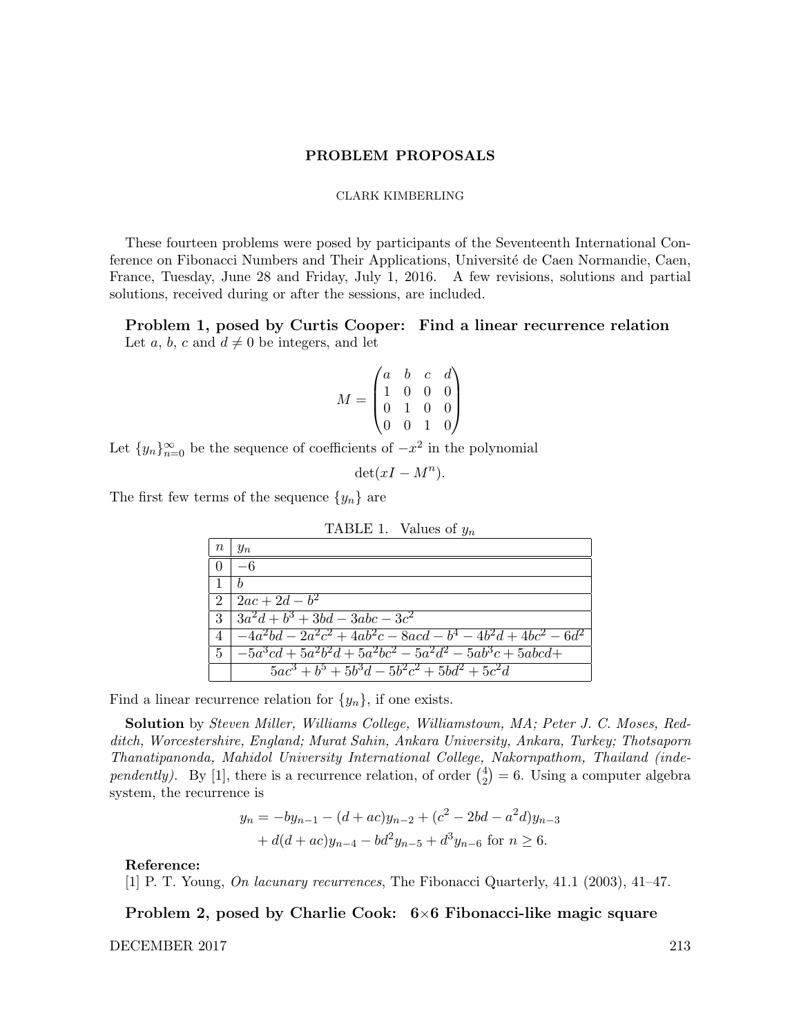# PROBLEM PROPOSALS

CLARK KIMBERLING

These fourteen problems were posed by participants of the Seventeenth International Conference on Fibonacci Numbers and Their Applications, Université de Caen Normandie, Caen, France, Tuesday, June 28 and Friday, July 1, 2016. A few revisions, solutions and partial solutions, received during or after the sessions, are included.

## Problem 1, posed by Curtis Cooper: Find a linear recurrence relation

Let $a$, $b$, $c$ and $d \neq 0$ be integers, and let

$$M = \begin{pmatrix} a & b & c & d \\ 1 & 0 & 0 & 0 \\ 0 & 1 & 0 & 0 \\ 0 & 0 & 1 & 0 \end{pmatrix}$$

Let $\{y_n\}_{n=0}^{\infty}$ be the sequence of coefficients of $-x^2$ in the polynomial

$$\det(xI - M^n).$$

The first few terms of the sequence $\{y_n\}$ are

TABLE 1. Values of $y_n$

| $n$ | $y_n$ |
|---|---|
| 0 | $-6$ |
| 1 | $b$ |
| 2 | $2ac + 2d - b^2$ |
| 3 | $3a^2d + b^3 + 3bd - 3abc - 3c^2$ |
| 4 | $-4a^2bd - 2a^2c^2 + 4ab^2c - 8acd - b^4 - 4b^2d + 4bc^2 - 6d^2$ |
| 5 | $-5a^3cd + 5a^2b^2d + 5a^2bc^2 - 5a^2d^2 - 5ab^3c + 5abcd+$ |
| | $5ac^3 + b^5 + 5b^3d - 5b^2c^2 + 5bd^2 + 5c^2d$ |

Find a linear recurrence relation for $\{y_n\}$, if one exists.

**Solution** by *Steven Miller, Williams College, Williamstown, MA; Peter J. C. Moses, Redditch, Worcestershire, England; Murat Sahin, Ankara University, Ankara, Turkey; Thotsaporn Thanatipanonda, Mahidol University International College, Nakornpathom, Thailand (independently).* By [1], there is a recurrence relation, of order $\binom{4}{2} = 6$. Using a computer algebra system, the recurrence is

$$y_n = -by_{n-1} - (d + ac)y_{n-2} + (c^2 - 2bd - a^2d)y_{n-3}$$
$$+ d(d + ac)y_{n-4} - bd^2y_{n-5} + d^3y_{n-6} \text{ for } n \geq 6.$$

**Reference:**

[1] P. T. Young, *On lacunary recurrences*, The Fibonacci Quarterly, 41.1 (2003), 41–47.

## Problem 2, posed by Charlie Cook: 6×6 Fibonacci-like magic square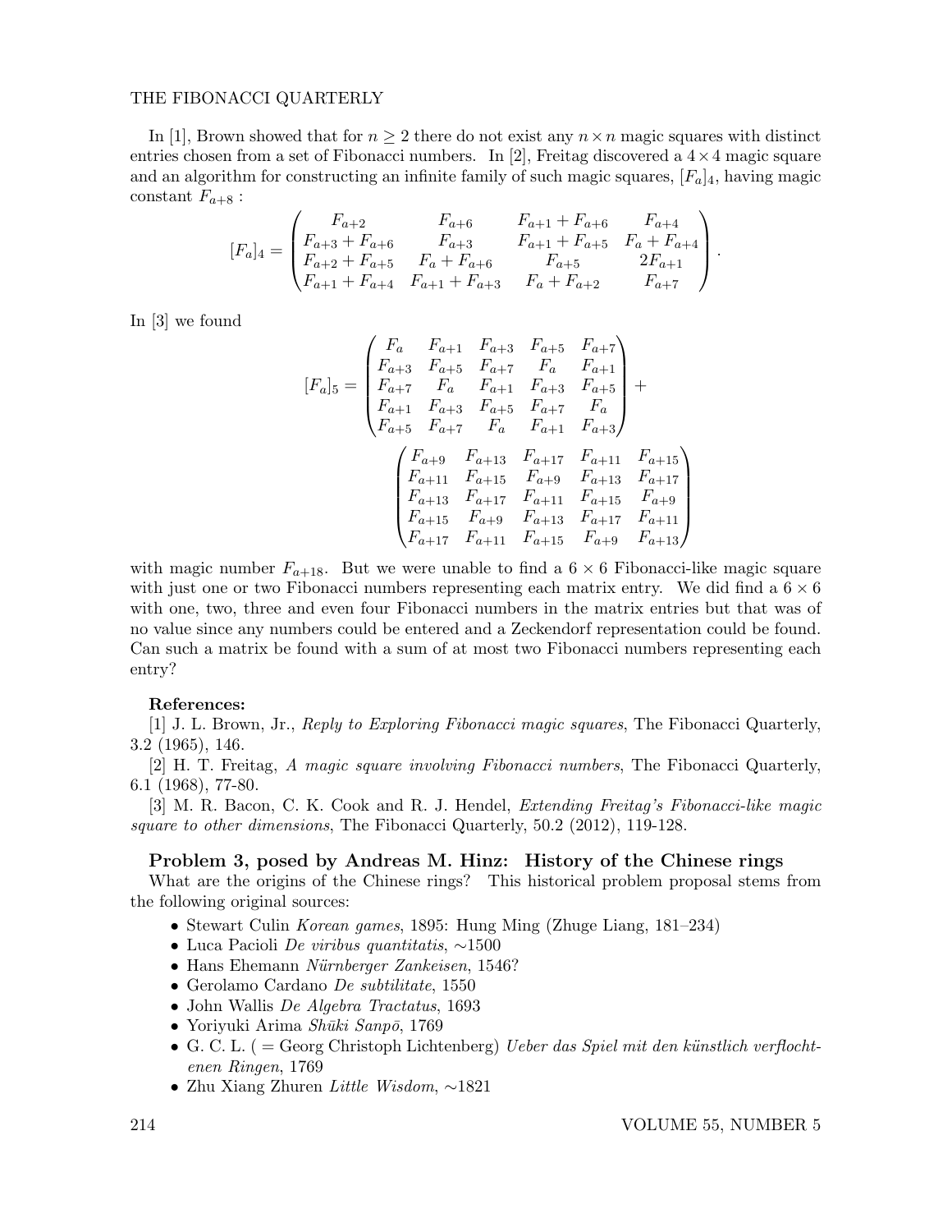In [1], Brown showed that for $n \geq 2$ there do not exist any $n \times n$ magic squares with distinct entries chosen from a set of Fibonacci numbers. In [2], Freitag discovered a $4 \times 4$ magic square and an algorithm for constructing an infinite family of such magic squares, $[F_a]_4$, having magic constant $F_{a+8}$ :

$$[F_a]_4 = \begin{pmatrix} F_{a+2} & F_{a+6} & F_{a+1} + F_{a+6} & F_{a+4} \\ F_{a+3} + F_{a+6} & F_{a+3} & F_{a+1} + F_{a+5} & F_a + F_{a+4} \\ F_{a+2} + F_{a+5} & F_a + F_{a+6} & F_{a+5} & 2F_{a+1} \\ F_{a+1} + F_{a+4} & F_{a+1} + F_{a+3} & F_a + F_{a+2} & F_{a+7} \end{pmatrix}.$$

In [3] we found

$$[F_a]_5 = \begin{pmatrix} F_a & F_{a+1} & F_{a+3} & F_{a+5} & F_{a+7} \\ F_{a+3} & F_{a+5} & F_{a+7} & F_a & F_{a+1} \\ F_{a+7} & F_a & F_{a+1} & F_{a+3} & F_{a+5} \\ F_{a+1} & F_{a+3} & F_{a+5} & F_{a+7} & F_a \\ F_{a+5} & F_{a+7} & F_a & F_{a+1} & F_{a+3} \end{pmatrix} + \begin{pmatrix} F_{a+9} & F_{a+13} & F_{a+17} & F_{a+11} & F_{a+15} \\ F_{a+11} & F_{a+15} & F_{a+9} & F_{a+13} & F_{a+17} \\ F_{a+13} & F_{a+17} & F_{a+11} & F_{a+15} & F_{a+9} \\ F_{a+15} & F_{a+9} & F_{a+13} & F_{a+17} & F_{a+11} \\ F_{a+17} & F_{a+11} & F_{a+15} & F_{a+9} & F_{a+13} \end{pmatrix}$$

with magic number $F_{a+18}$. But we were unable to find a $6 \times 6$ Fibonacci-like magic square with just one or two Fibonacci numbers representing each matrix entry. We did find a $6 \times 6$ with one, two, three and even four Fibonacci numbers in the matrix entries but that was of no value since any numbers could be entered and a Zeckendorf representation could be found. Can such a matrix be found with a sum of at most two Fibonacci numbers representing each entry?

**References:**

[1] J. L. Brown, Jr., *Reply to Exploring Fibonacci magic squares*, The Fibonacci Quarterly, 3.2 (1965), 146.

[2] H. T. Freitag, *A magic square involving Fibonacci numbers*, The Fibonacci Quarterly, 6.1 (1968), 77-80.

[3] M. R. Bacon, C. K. Cook and R. J. Hendel, *Extending Freitag's Fibonacci-like magic square to other dimensions*, The Fibonacci Quarterly, 50.2 (2012), 119-128.

### Problem 3, posed by Andreas M. Hinz: History of the Chinese rings

What are the origins of the Chinese rings? This historical problem proposal stems from the following original sources:

- Stewart Culin *Korean games*, 1895: Hung Ming (Zhuge Liang, 181–234)
- Luca Pacioli *De viribus quantitatis*, ∼1500
- Hans Ehemann *Nürnberger Zankeisen*, 1546?
- Gerolamo Cardano *De subtilitate*, 1550
- John Wallis *De Algebra Tractatus*, 1693
- Yoriyuki Arima *Shūki Sanpō*, 1769
- G. C. L. ( = Georg Christoph Lichtenberg) *Ueber das Spiel mit den künstlich verflochtenen Ringen*, 1769
- Zhu Xiang Zhuren *Little Wisdom*, ∼1821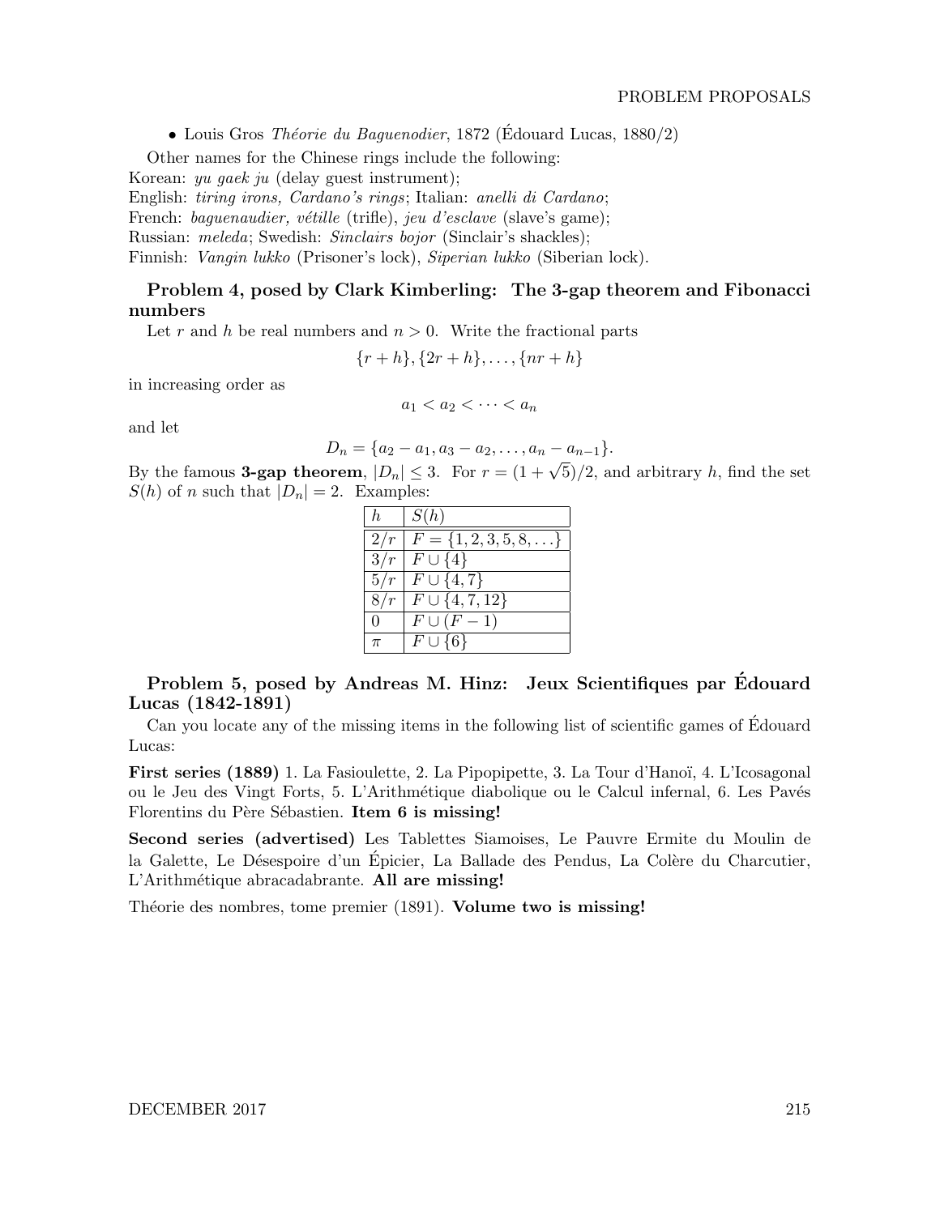- Louis Gros *Théorie du Baguenodier*, 1872 (Édouard Lucas, 1880/2)

Other names for the Chinese rings include the following:
Korean: *yu gaek ju* (delay guest instrument);
English: *tiring irons, Cardano's rings*; Italian: *anelli di Cardano*;
French: *baguenaudier, vétille* (trifle), *jeu d'esclave* (slave's game);
Russian: *meleda*; Swedish: *Sinclairs bojor* (Sinclair's shackles);
Finnish: *Vangin lukko* (Prisoner's lock), *Siperian lukko* (Siberian lock).

### Problem 4, posed by Clark Kimberling: The 3-gap theorem and Fibonacci numbers

Let $r$ and $h$ be real numbers and $n > 0$. Write the fractional parts

$$\{r + h\}, \{2r + h\}, \ldots, \{nr + h\}$$

in increasing order as

$$a_1 < a_2 < \cdots < a_n$$

and let

$$D_n = \{a_2 - a_1, a_3 - a_2, \ldots, a_n - a_{n-1}\}.$$

By the famous **3-gap theorem**, $|D_n| \leq 3$. For $r = (1 + \sqrt{5})/2$, and arbitrary $h$, find the set $S(h)$ of $n$ such that $|D_n| = 2$. Examples:

| $h$ | $S(h)$ |
|---|---|
| $2/r$ | $F = \{1, 2, 3, 5, 8, \ldots\}$ |
| $3/r$ | $F \cup \{4\}$ |
| $5/r$ | $F \cup \{4, 7\}$ |
| $8/r$ | $F \cup \{4, 7, 12\}$ |
| $0$ | $F \cup (F - 1)$ |
| $\pi$ | $F \cup \{6\}$ |

### Problem 5, posed by Andreas M. Hinz: Jeux Scientifiques par Édouard Lucas (1842-1891)

Can you locate any of the missing items in the following list of scientific games of Édouard Lucas:

**First series (1889)** 1. La Fasioulette, 2. La Pipopipette, 3. La Tour d'Hanoï, 4. L'Icosagonal ou le Jeu des Vingt Forts, 5. L'Arithmétique diabolique ou le Calcul infernal, 6. Les Pavés Florentins du Père Sébastien. **Item 6 is missing!**

**Second series (advertised)** Les Tablettes Siamoises, Le Pauvre Ermite du Moulin de la Galette, Le Désespoire d'un Épicier, La Ballade des Pendus, La Colère du Charcutier, L'Arithmétique abracadabrante. **All are missing!**

Théorie des nombres, tome premier (1891). **Volume two is missing!**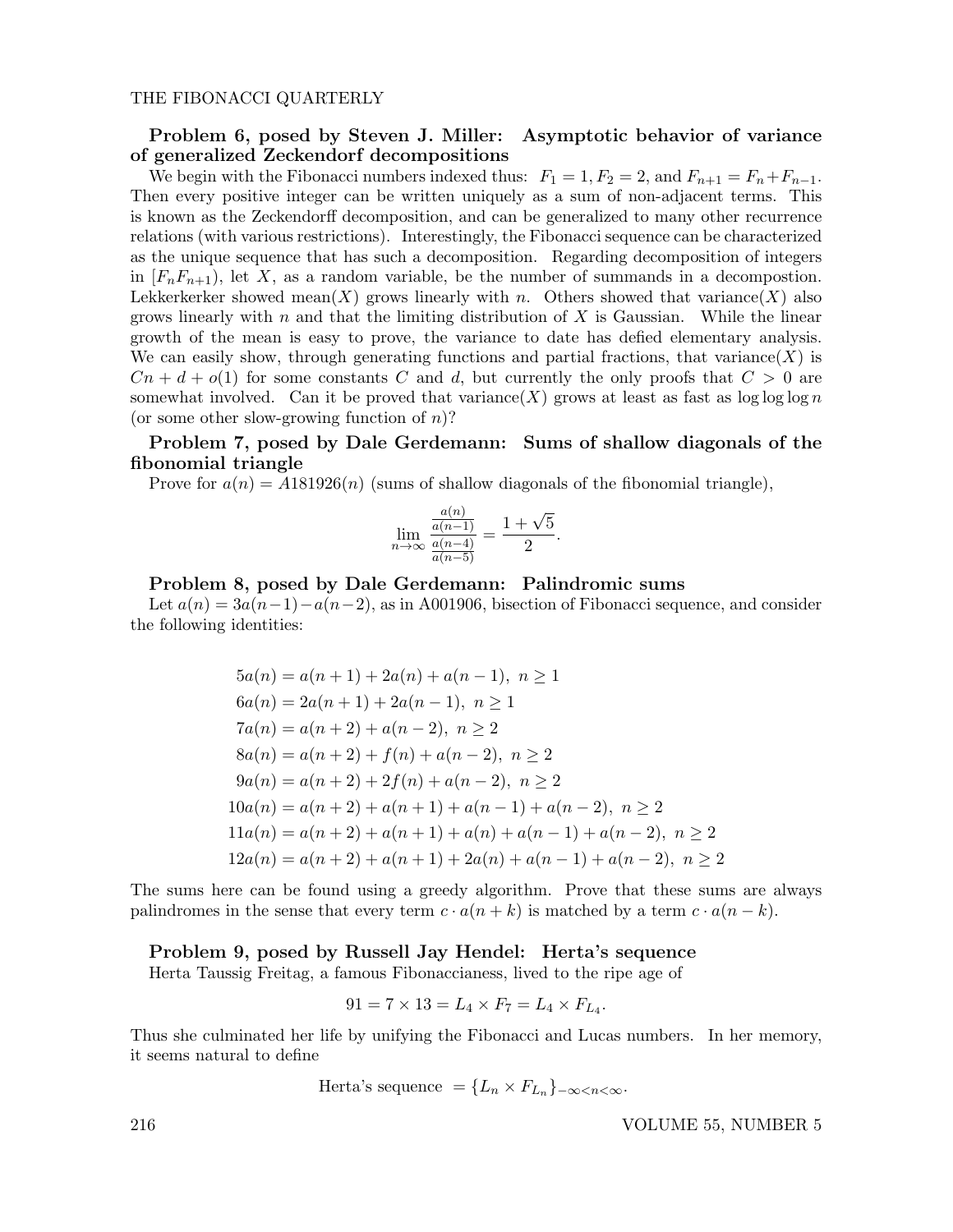### Problem 6, posed by Steven J. Miller: Asymptotic behavior of variance of generalized Zeckendorf decompositions

We begin with the Fibonacci numbers indexed thus: $F_1 = 1, F_2 = 2$, and $F_{n+1} = F_n + F_{n-1}$. Then every positive integer can be written uniquely as a sum of non-adjacent terms. This is known as the Zeckendorff decomposition, and can be generalized to many other recurrence relations (with various restrictions). Interestingly, the Fibonacci sequence can be characterized as the unique sequence that has such a decomposition. Regarding decomposition of integers in $[F_n F_{n+1})$, let $X$, as a random variable, be the number of summands in a decompostion. Lekkerkerker showed mean($X$) grows linearly with $n$. Others showed that variance($X$) also grows linearly with $n$ and that the limiting distribution of $X$ is Gaussian. While the linear growth of the mean is easy to prove, the variance to date has defied elementary analysis. We can easily show, through generating functions and partial fractions, that variance($X$) is $Cn + d + o(1)$ for some constants $C$ and $d$, but currently the only proofs that $C > 0$ are somewhat involved. Can it be proved that variance($X$) grows at least as fast as $\log \log \log n$ (or some other slow-growing function of $n$)?

### Problem 7, posed by Dale Gerdemann: Sums of shallow diagonals of the fibonomial triangle

Prove for $a(n) = A181926(n)$ (sums of shallow diagonals of the fibonomial triangle),

$$\lim_{n\to\infty} \frac{\frac{a(n)}{a(n-1)}}{\frac{a(n-4)}{a(n-5)}} = \frac{1+\sqrt{5}}{2}.$$

### Problem 8, posed by Dale Gerdemann: Palindromic sums

Let $a(n) = 3a(n-1) - a(n-2)$, as in A001906, bisection of Fibonacci sequence, and consider the following identities:

$$\begin{aligned}
5a(n) &= a(n+1) + 2a(n) + a(n-1),\ n \geq 1\\
6a(n) &= 2a(n+1) + 2a(n-1),\ n \geq 1\\
7a(n) &= a(n+2) + a(n-2),\ n \geq 2\\
8a(n) &= a(n+2) + f(n) + a(n-2),\ n \geq 2\\
9a(n) &= a(n+2) + 2f(n) + a(n-2),\ n \geq 2\\
10a(n) &= a(n+2) + a(n+1) + a(n-1) + a(n-2),\ n \geq 2\\
11a(n) &= a(n+2) + a(n+1) + a(n) + a(n-1) + a(n-2),\ n \geq 2\\
12a(n) &= a(n+2) + a(n+1) + 2a(n) + a(n-1) + a(n-2),\ n \geq 2
\end{aligned}$$

The sums here can be found using a greedy algorithm. Prove that these sums are always palindromes in the sense that every term $c \cdot a(n+k)$ is matched by a term $c \cdot a(n-k)$.

### Problem 9, posed by Russell Jay Hendel: Herta's sequence

Herta Taussig Freitag, a famous Fibonaccianess, lived to the ripe age of

$$91 = 7 \times 13 = L_4 \times F_7 = L_4 \times F_{L_4}.$$

Thus she culminated her life by unifying the Fibonacci and Lucas numbers. In her memory, it seems natural to define

$$\text{Herta's sequence } = \{L_n \times F_{L_n}\}_{-\infty<n<\infty}.$$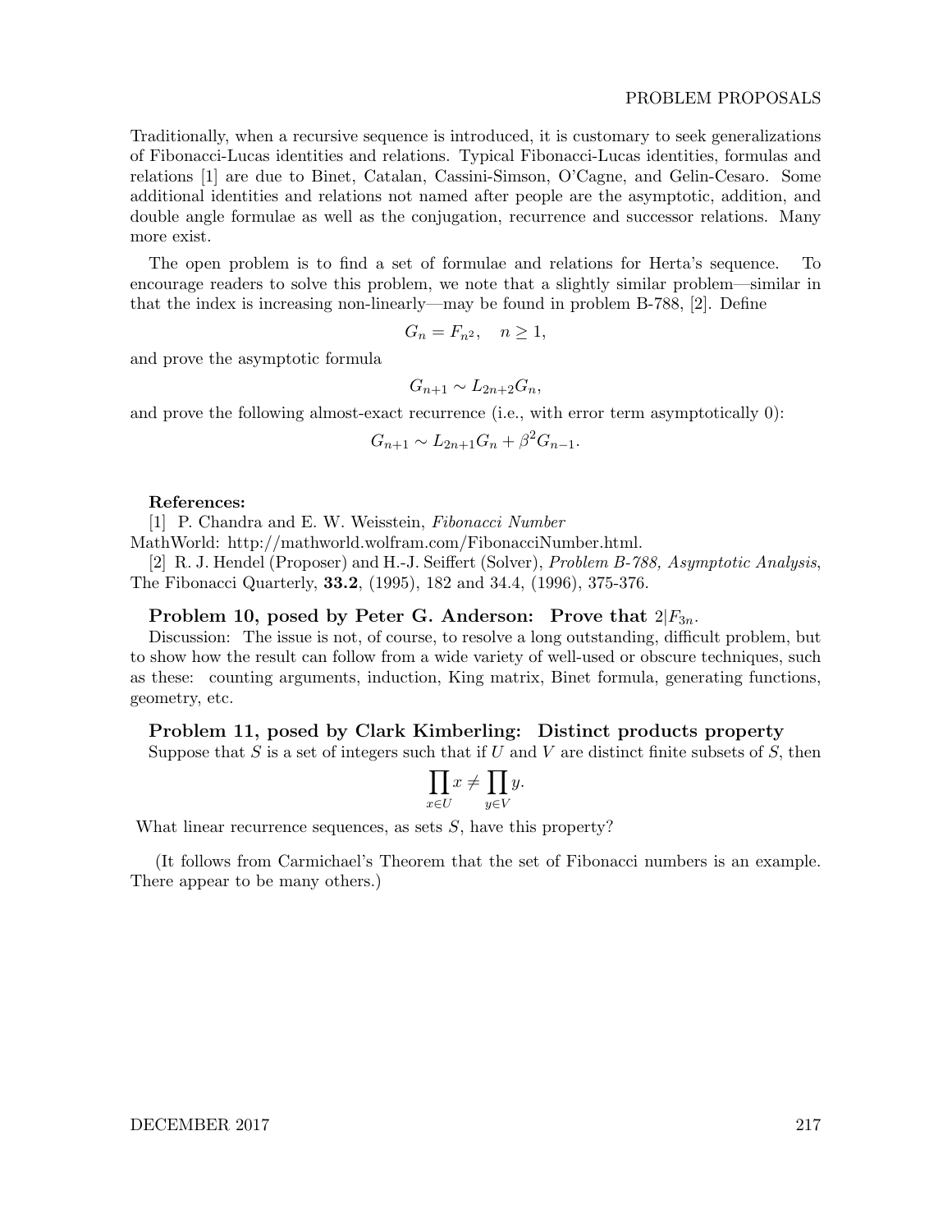Traditionally, when a recursive sequence is introduced, it is customary to seek generalizations of Fibonacci-Lucas identities and relations. Typical Fibonacci-Lucas identities, formulas and relations [1] are due to Binet, Catalan, Cassini-Simson, O'Cagne, and Gelin-Cesaro. Some additional identities and relations not named after people are the asymptotic, addition, and double angle formulae as well as the conjugation, recurrence and successor relations. Many more exist.

The open problem is to find a set of formulae and relations for Herta's sequence. To encourage readers to solve this problem, we note that a slightly similar problem—similar in that the index is increasing non-linearly—may be found in problem B-788, [2]. Define

$$G_n = F_{n^2}, \quad n \geq 1,$$

and prove the asymptotic formula

$$G_{n+1} \sim L_{2n+2} G_n,$$

and prove the following almost-exact recurrence (i.e., with error term asymptotically 0):

$$G_{n+1} \sim L_{2n+1} G_n + \beta^2 G_{n-1}.$$

**References:**

[1] P. Chandra and E. W. Weisstein, *Fibonacci Number* MathWorld: http://mathworld.wolfram.com/FibonacciNumber.html.

[2] R. J. Hendel (Proposer) and H.-J. Seiffert (Solver), *Problem B-788, Asymptotic Analysis*, The Fibonacci Quarterly, **33.2**, (1995), 182 and 34.4, (1996), 375-376.

### Problem 10, posed by Peter G. Anderson: Prove that $2|F_{3n}$.

Discussion: The issue is not, of course, to resolve a long outstanding, difficult problem, but to show how the result can follow from a wide variety of well-used or obscure techniques, such as these: counting arguments, induction, King matrix, Binet formula, generating functions, geometry, etc.

### Problem 11, posed by Clark Kimberling: Distinct products property

Suppose that $S$ is a set of integers such that if $U$ and $V$ are distinct finite subsets of $S$, then

$$\prod_{x \in U} x \neq \prod_{y \in V} y.$$

What linear recurrence sequences, as sets $S$, have this property?

(It follows from Carmichael's Theorem that the set of Fibonacci numbers is an example. There appear to be many others.)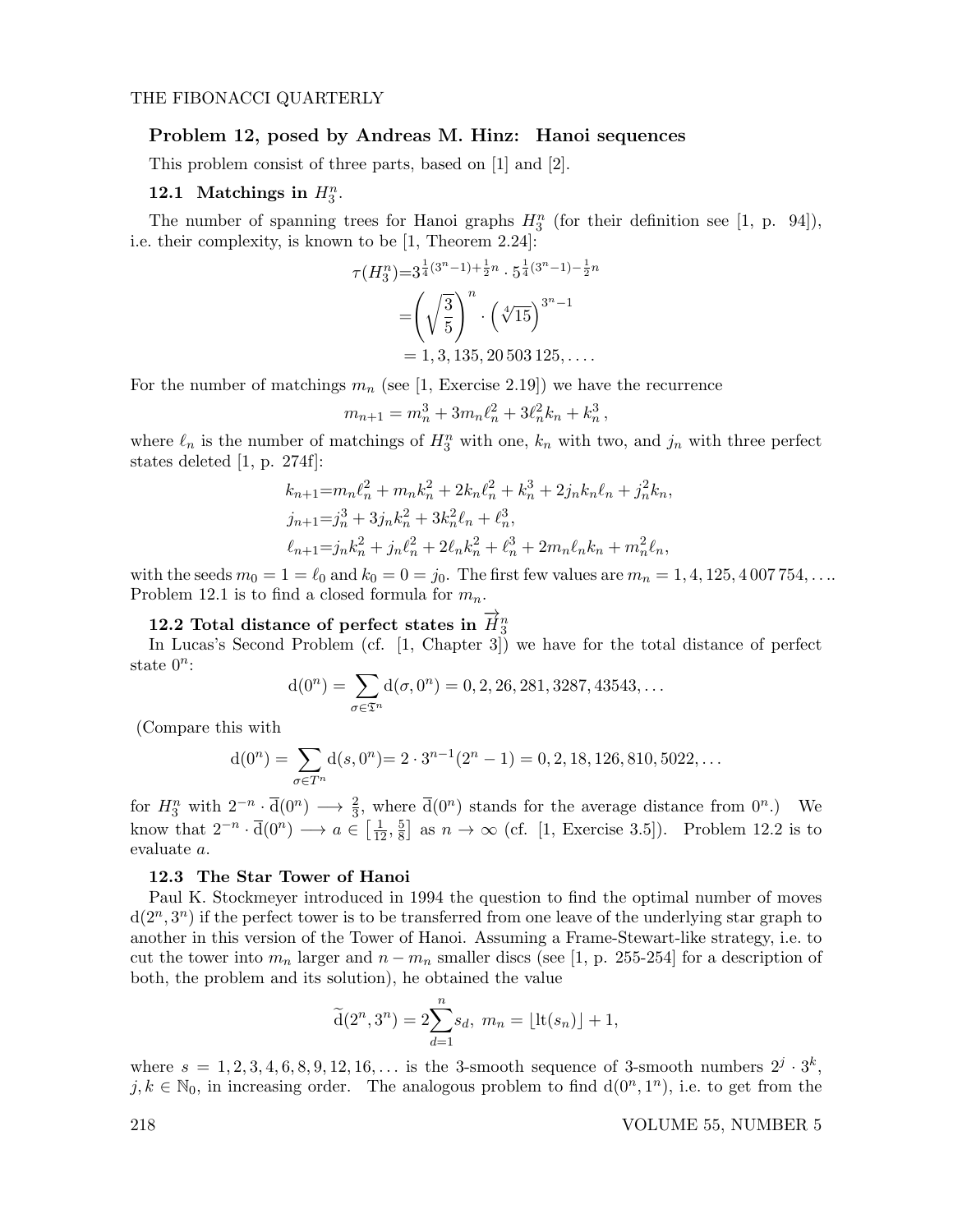### Problem 12, posed by Andreas M. Hinz: Hanoi sequences

This problem consist of three parts, based on [1] and [2].

#### 12.1 Matchings in $H_3^n$.

The number of spanning trees for Hanoi graphs $H_3^n$ (for their definition see [1, p. 94]), i.e. their complexity, is known to be [1, Theorem 2.24]:

$$\begin{aligned}\tau(H_3^n) &= 3^{\frac{1}{4}(3^n-1)+\frac{1}{2}n} \cdot 5^{\frac{1}{4}(3^n-1)-\frac{1}{2}n} \\ &= \left(\sqrt{\frac{3}{5}}\right)^n \cdot \left(\sqrt[4]{15}\right)^{3^n-1} \\ &= 1, 3, 135, 20\,503\,125, \ldots .\end{aligned}$$

For the number of matchings $m_n$ (see [1, Exercise 2.19]) we have the recurrence

$$m_{n+1} = m_n^3 + 3m_n\ell_n^2 + 3\ell_n^2 k_n + k_n^3\,,$$

where $\ell_n$ is the number of matchings of $H_3^n$ with one, $k_n$ with two, and $j_n$ with three perfect states deleted [1, p. 274f]:

$$\begin{aligned}k_{n+1} &= m_n\ell_n^2 + m_n k_n^2 + 2k_n\ell_n^2 + k_n^3 + 2j_n k_n \ell_n + j_n^2 k_n, \\ j_{n+1} &= j_n^3 + 3j_n k_n^2 + 3k_n^2\ell_n + \ell_n^3, \\ \ell_{n+1} &= j_n k_n^2 + j_n\ell_n^2 + 2\ell_n k_n^2 + \ell_n^3 + 2m_n\ell_n k_n + m_n^2\ell_n,\end{aligned}$$

with the seeds $m_0 = 1 = \ell_0$ and $k_0 = 0 = j_0$. The first few values are $m_n = 1, 4, 125, 4\,007\,754, \ldots$. Problem 12.1 is to find a closed formula for $m_n$.

#### 12.2 Total distance of perfect states in $\overrightarrow{H}_3^n$

In Lucas's Second Problem (cf. [1, Chapter 3]) we have for the total distance of perfect state $0^n$:

$$\mathrm{d}(0^n) = \sum_{\sigma \in \mathfrak{T}^n} \mathrm{d}(\sigma, 0^n) = 0, 2, 26, 281, 3287, 43543, \ldots$$

(Compare this with

$$\mathrm{d}(0^n) = \sum_{\sigma \in T^n} \mathrm{d}(s, 0^n) = 2 \cdot 3^{n-1}(2^n - 1) = 0, 2, 18, 126, 810, 5022, \ldots$$

for $H_3^n$ with $2^{-n} \cdot \overline{\mathrm{d}}(0^n) \longrightarrow \frac{2}{3}$, where $\overline{\mathrm{d}}(0^n)$ stands for the average distance from $0^n$.) We know that $2^{-n} \cdot \overline{\mathrm{d}}(0^n) \longrightarrow a \in \left[\frac{1}{12}, \frac{5}{8}\right]$ as $n \to \infty$ (cf. [1, Exercise 3.5]). Problem 12.2 is to evaluate $a$.

#### 12.3 The Star Tower of Hanoi

Paul K. Stockmeyer introduced in 1994 the question to find the optimal number of moves $\mathrm{d}(2^n, 3^n)$ if the perfect tower is to be transferred from one leave of the underlying star graph to another in this version of the Tower of Hanoi. Assuming a Frame-Stewart-like strategy, i.e. to cut the tower into $m_n$ larger and $n - m_n$ smaller discs (see [1, p. 255-254] for a description of both, the problem and its solution), he obtained the value

$$\widetilde{\mathrm{d}}(2^n, 3^n) = 2\sum_{d=1}^{n} s_d,\ m_n = \lfloor \mathrm{lt}(s_n) \rfloor + 1,$$

where $s = 1, 2, 3, 4, 6, 8, 9, 12, 16, \ldots$ is the 3-smooth sequence of 3-smooth numbers $2^j \cdot 3^k$, $j, k \in \mathbb{N}_0$, in increasing order. The analogous problem to find $\mathrm{d}(0^n, 1^n)$, i.e. to get from the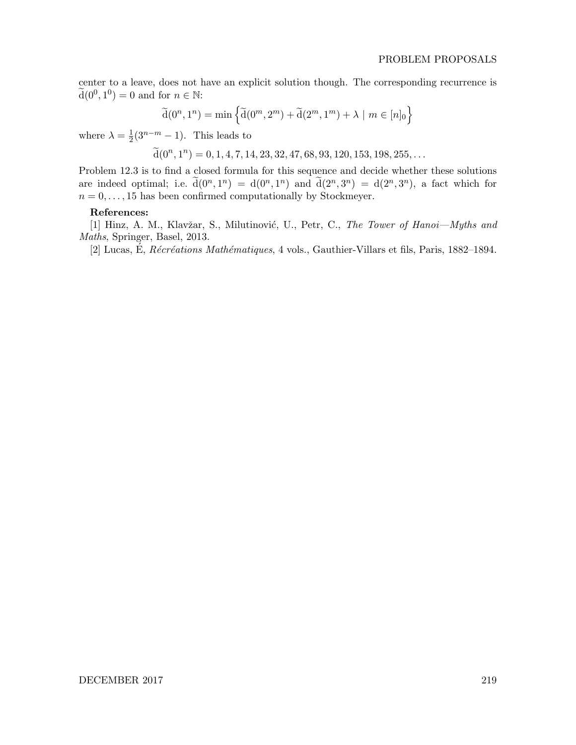center to a leave, does not have an explicit solution though. The corresponding recurrence is $\widetilde{\mathrm{d}}(0^0, 1^0) = 0$ and for $n \in \mathbb{N}$:

$$\widetilde{\mathrm{d}}(0^n, 1^n) = \min\left\{\widetilde{\mathrm{d}}(0^m, 2^m) + \widetilde{\mathrm{d}}(2^m, 1^m) + \lambda \mid m \in [n]_0\right\}$$

where $\lambda = \frac{1}{2}(3^{n-m} - 1)$. This leads to

$$\widetilde{\mathrm{d}}(0^n, 1^n) = 0, 1, 4, 7, 14, 23, 32, 47, 68, 93, 120, 153, 198, 255, \ldots$$

Problem 12.3 is to find a closed formula for this sequence and decide whether these solutions are indeed optimal; i.e. $\widetilde{\mathrm{d}}(0^n, 1^n) = \mathrm{d}(0^n, 1^n)$ and $\widetilde{\mathrm{d}}(2^n, 3^n) = \mathrm{d}(2^n, 3^n)$, a fact which for $n = 0, \ldots, 15$ has been confirmed computationally by Stockmeyer.

**References:**

[1] Hinz, A. M., Klavžar, S., Milutinović, U., Petr, C., *The Tower of Hanoi—Myths and Maths*, Springer, Basel, 2013.

[2] Lucas, É, *Récréations Mathématiques*, 4 vols., Gauthier-Villars et fils, Paris, 1882–1894.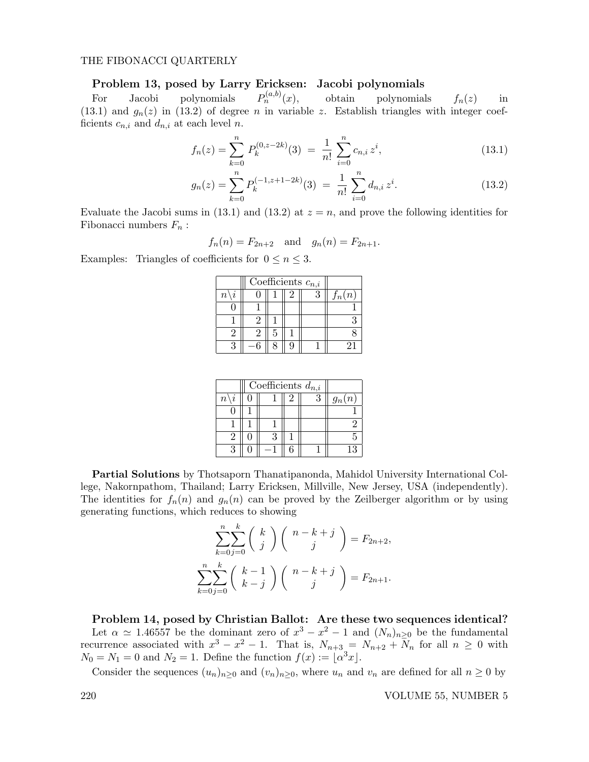### Problem 13, posed by Larry Ericksen: Jacobi polynomials

For Jacobi polynomials $P_n^{(a,b)}(x)$, obtain polynomials $f_n(z)$ in (13.1) and $g_n(z)$ in (13.2) of degree $n$ in variable $z$. Establish triangles with integer coefficients $c_{n,i}$ and $d_{n,i}$ at each level $n$.

$$f_n(z) = \sum_{k=0}^{n} P_k^{(0,z-2k)}(3) = \frac{1}{n!}\sum_{i=0}^{n} c_{n,i}\, z^i, \tag{13.1}$$

$$g_n(z) = \sum_{k=0}^{n} P_k^{(-1,z+1-2k)}(3) = \frac{1}{n!}\sum_{i=0}^{n} d_{n,i}\, z^i. \tag{13.2}$$

Evaluate the Jacobi sums in (13.1) and (13.2) at $z = n$, and prove the following identities for Fibonacci numbers $F_n$ :

$$f_n(n) = F_{2n+2} \quad \text{and} \quad g_n(n) = F_{2n+1}.$$

Examples: Triangles of coefficients for $0 \le n \le 3$.

| | Coefficients $c_{n,i}$ | | | | |
|---|---|---|---|---|---|
| $n \backslash i$ | 0 | 1 | 2 | 3 | $f_n(n)$ |
| 0 | 1 | | | | 1 |
| 1 | 2 | 1 | | | 3 |
| 2 | 2 | 5 | 1 | | 8 |
| 3 | $-6$ | 8 | 9 | 1 | 21 |

| | Coefficients $d_{n,i}$ | | | | |
|---|---|---|---|---|---|
| $n \backslash i$ | 0 | 1 | 2 | 3 | $g_n(n)$ |
| 0 | 1 | | | | 1 |
| 1 | 1 | 1 | | | 2 |
| 2 | 0 | 3 | 1 | | 5 |
| 3 | 0 | $-1$ | 6 | 1 | 13 |

**Partial Solutions** by Thotsaporn Thanatipanonda, Mahidol University International College, Nakornpathom, Thailand; Larry Ericksen, Millville, New Jersey, USA (independently). The identities for $f_n(n)$ and $g_n(n)$ can be proved by the Zeilberger algorithm or by using generating functions, which reduces to showing

$$\sum_{k=0}^{n}\sum_{j=0}^{k} \binom{k}{j}\binom{n-k+j}{j} = F_{2n+2},$$

$$\sum_{k=0}^{n}\sum_{j=0}^{k} \binom{k-1}{k-j}\binom{n-k+j}{j} = F_{2n+1}.$$

### Problem 14, posed by Christian Ballot: Are these two sequences identical?

Let $\alpha \simeq 1.46557$ be the dominant zero of $x^3 - x^2 - 1$ and $(N_n)_{n \ge 0}$ be the fundamental recurrence associated with $x^3 - x^2 - 1$. That is, $N_{n+3} = N_{n+2} + N_n$ for all $n \ge 0$ with $N_0 = N_1 = 0$ and $N_2 = 1$. Define the function $f(x) := \lfloor \alpha^3 x \rfloor$.

Consider the sequences $(u_n)_{n \ge 0}$ and $(v_n)_{n \ge 0}$, where $u_n$ and $v_n$ are defined for all $n \ge 0$ by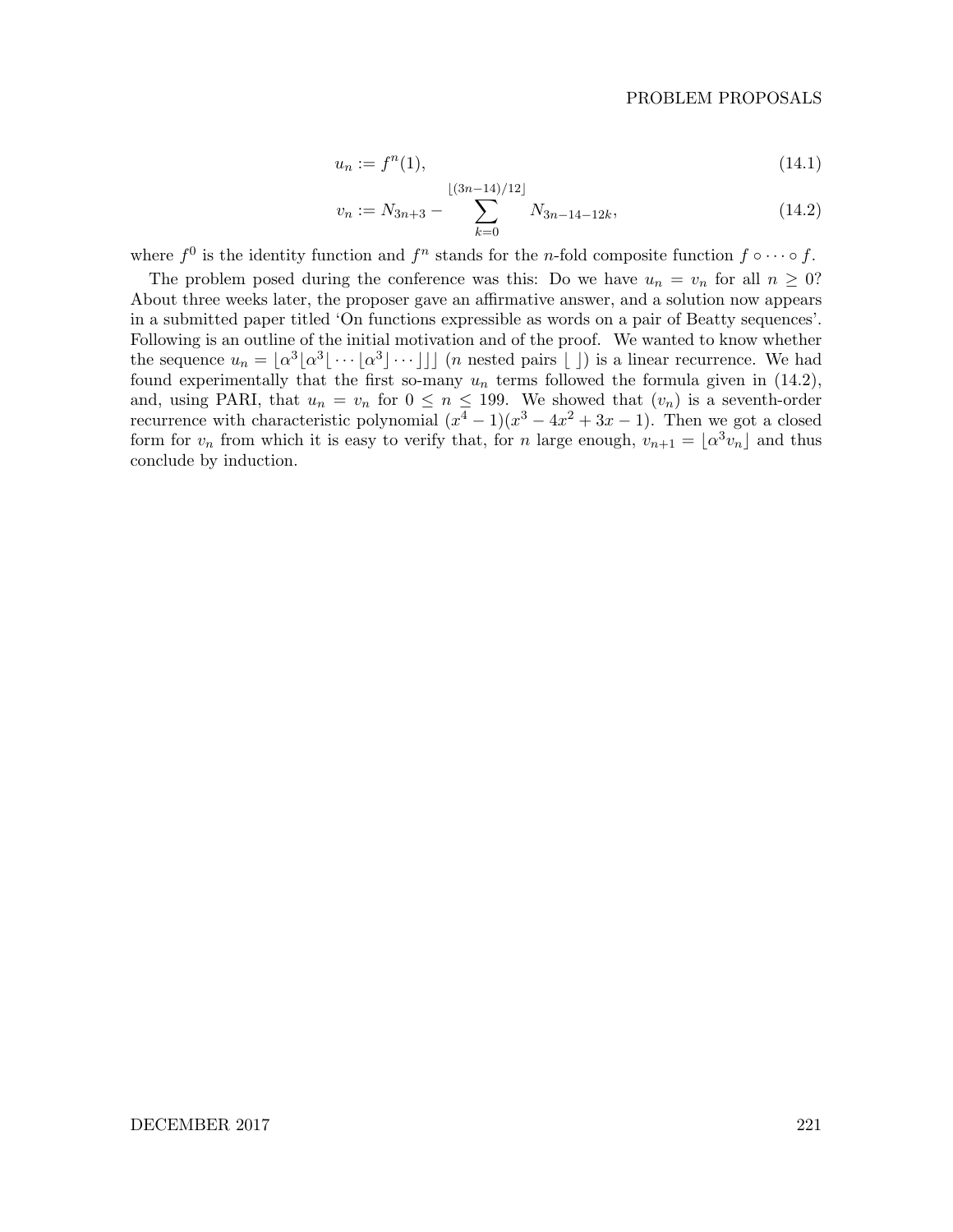$$u_n := f^n(1), \tag{14.1}$$

$$v_n := N_{3n+3} - \sum_{k=0}^{\lfloor (3n-14)/12 \rfloor} N_{3n-14-12k}, \tag{14.2}$$

where $f^0$ is the identity function and $f^n$ stands for the $n$-fold composite function $f \circ \cdots \circ f$.

The problem posed during the conference was this: Do we have $u_n = v_n$ for all $n \geq 0$? About three weeks later, the proposer gave an affirmative answer, and a solution now appears in a submitted paper titled 'On functions expressible as words on a pair of Beatty sequences'. Following is an outline of the initial motivation and of the proof. We wanted to know whether the sequence $u_n = \lfloor \alpha^3 \lfloor \alpha^3 \lfloor \cdots \lfloor \alpha^3 \rfloor \cdots \rfloor \rfloor \rfloor$ ($n$ nested pairs $\lfloor \ \rfloor$) is a linear recurrence. We had found experimentally that the first so-many $u_n$ terms followed the formula given in (14.2), and, using PARI, that $u_n = v_n$ for $0 \leq n \leq 199$. We showed that $(v_n)$ is a seventh-order recurrence with characteristic polynomial $(x^4 - 1)(x^3 - 4x^2 + 3x - 1)$. Then we got a closed form for $v_n$ from which it is easy to verify that, for $n$ large enough, $v_{n+1} = \lfloor \alpha^3 v_n \rfloor$ and thus conclude by induction.